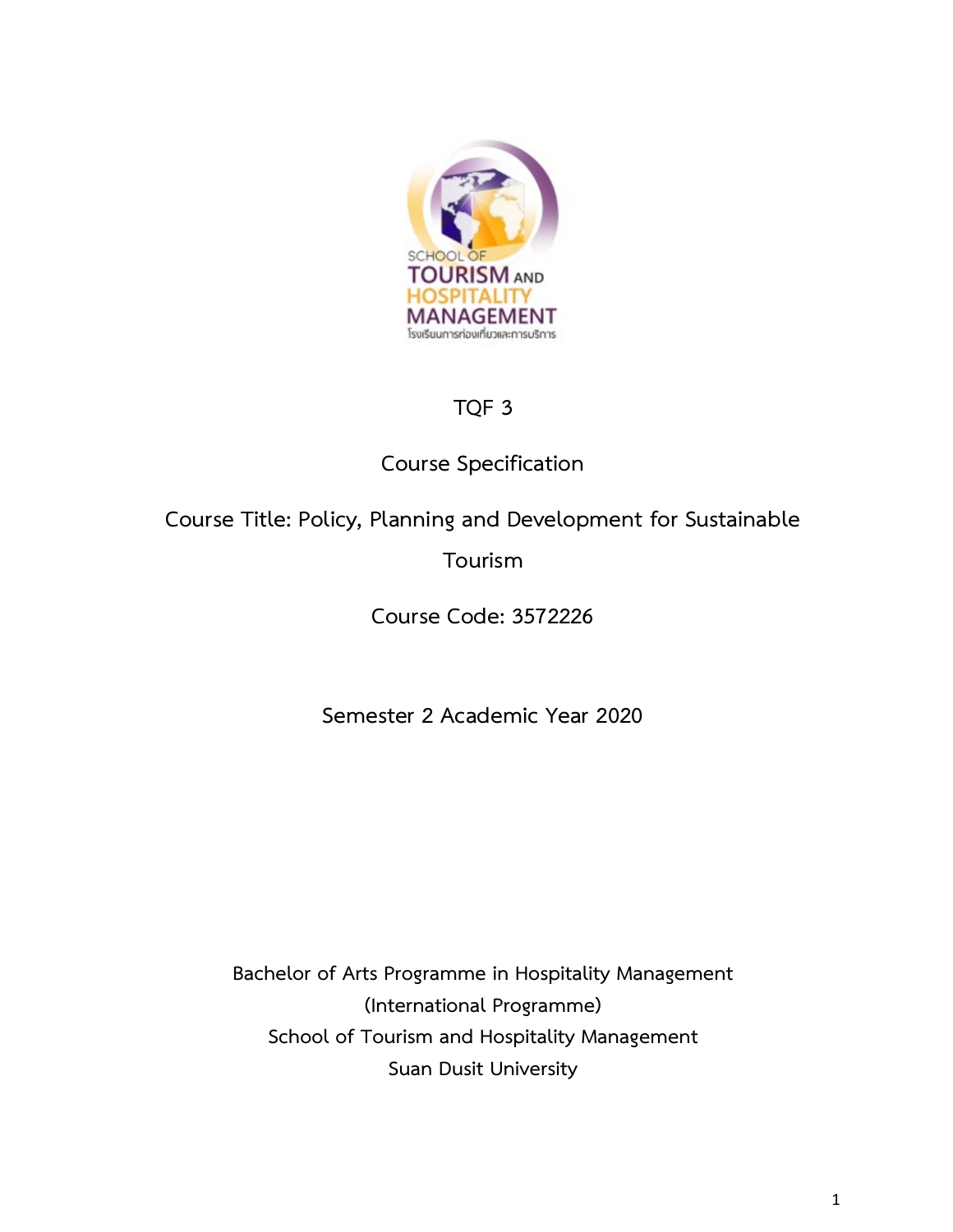SCHOOL OF TOURISM AND HOSPITALITY MANAGEMENT

โรงเรียนการท่องเที่ยวและการบริการ

# TQF 3

## Course Specification

## Course Title: Policy, Planning and Development for Sustainable Tourism

## Course Code: 3572226

Semester 2 Academic Year 2020

Bachelor of Arts Programme in Hospitality Management
(International Programme)
School of Tourism and Hospitality Management
Suan Dusit University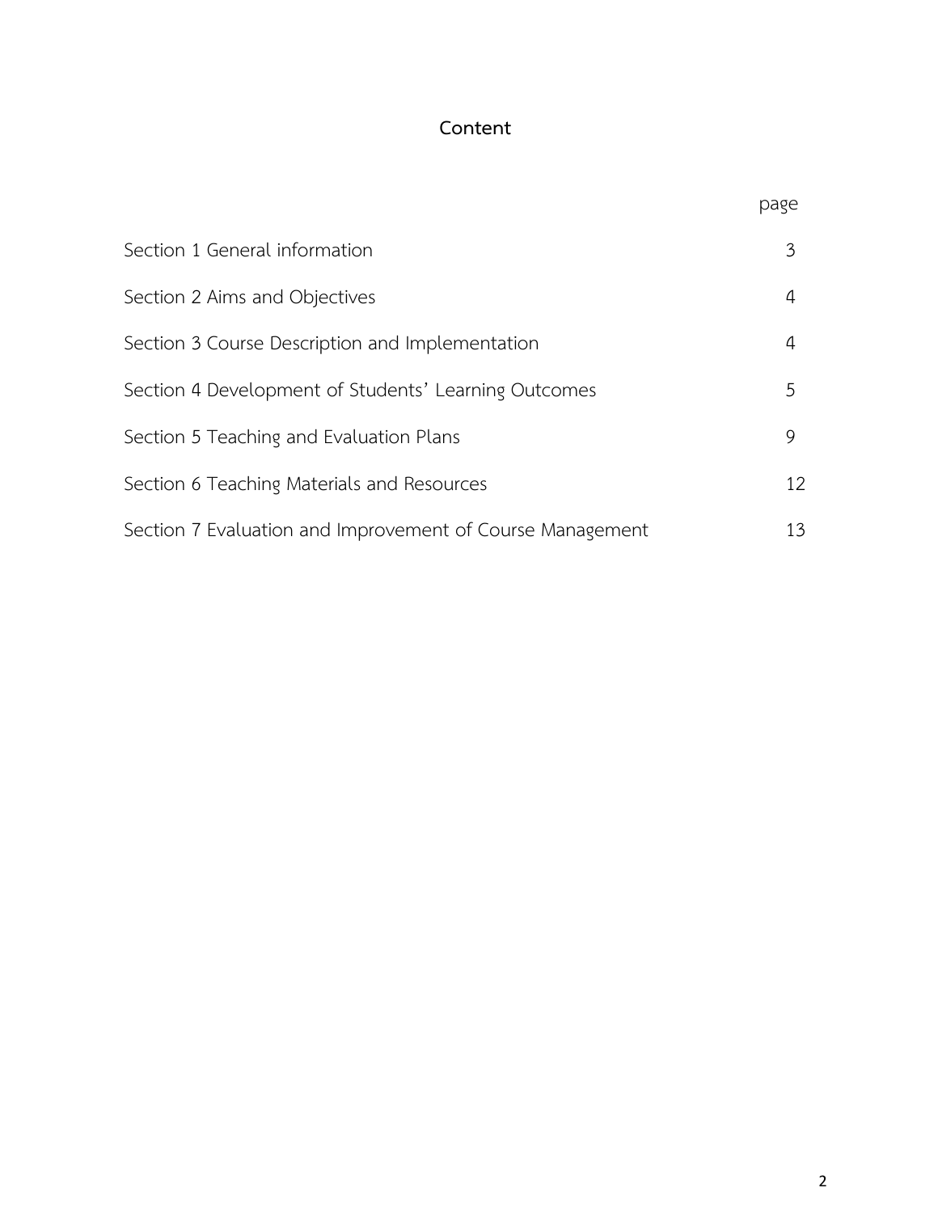# Content

| | page |
|---|---|
| Section 1 General information | 3 |
| Section 2 Aims and Objectives | 4 |
| Section 3 Course Description and Implementation | 4 |
| Section 4 Development of Students' Learning Outcomes | 5 |
| Section 5 Teaching and Evaluation Plans | 9 |
| Section 6 Teaching Materials and Resources | 12 |
| Section 7 Evaluation and Improvement of Course Management | 13 |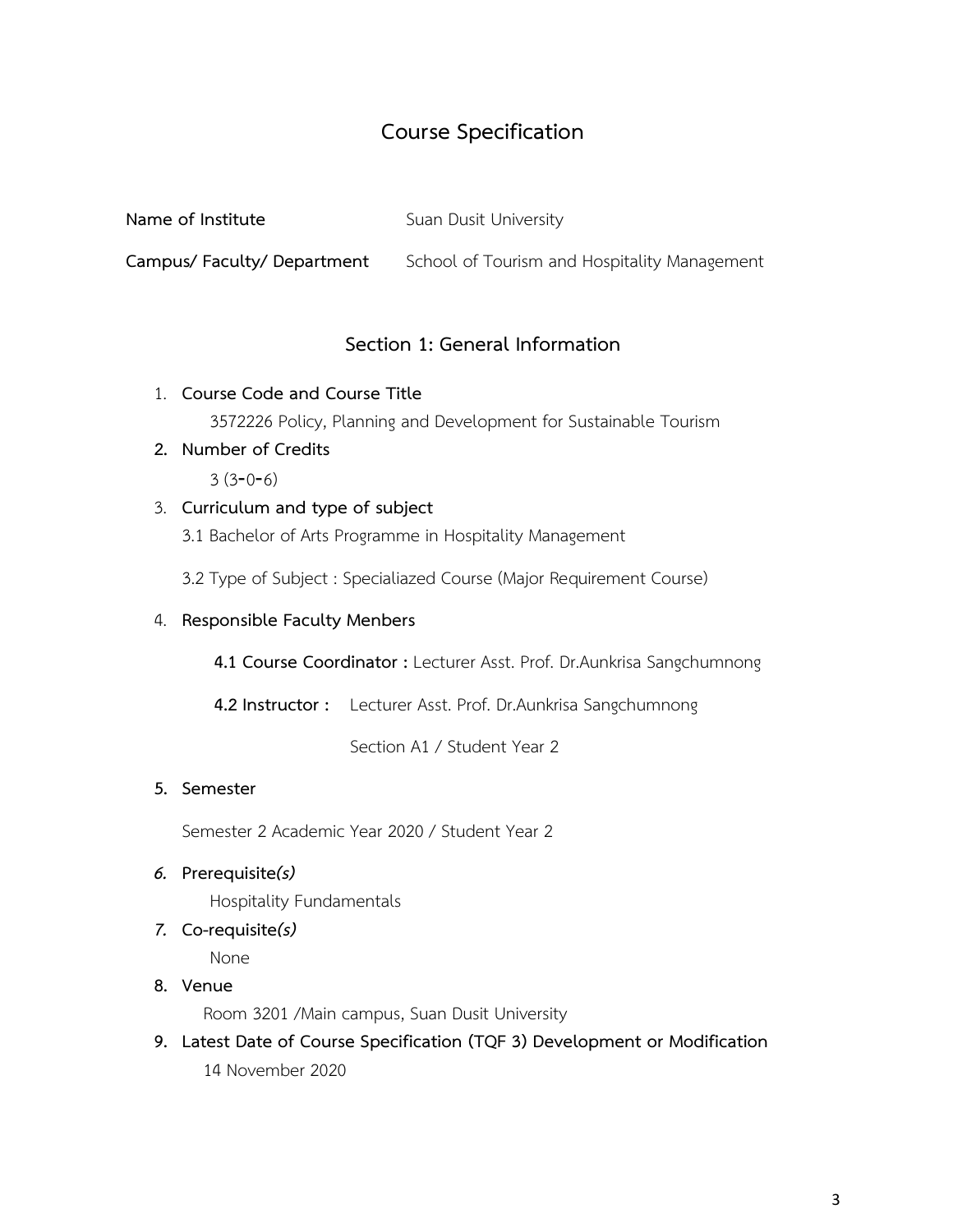# Course Specification

**Name of Institute** Suan Dusit University

**Campus/ Faculty/ Department** School of Tourism and Hospitality Management

## Section 1: General Information

1. **Course Code and Course Title**

   3572226 Policy, Planning and Development for Sustainable Tourism

2. **Number of Credits**

   3 (3-0-6)

3. **Curriculum and type of subject**

   3.1 Bachelor of Arts Programme in Hospitality Management

   3.2 Type of Subject : Specialiazed Course (Major Requirement Course)

4. **Responsible Faculty Menbers**

   **4.1 Course Coordinator :** Lecturer Asst. Prof. Dr.Aunkrisa Sangchumnong

   **4.2 Instructor :** Lecturer Asst. Prof. Dr.Aunkrisa Sangchumnong

   Section A1 / Student Year 2

5. **Semester**

   Semester 2 Academic Year 2020 / Student Year 2

6. **Prerequisite*(s)***

   Hospitality Fundamentals

7. **Co-requisite*(s)***

   None

8. **Venue**

   Room 3201 /Main campus, Suan Dusit University

9. **Latest Date of Course Specification (TQF 3) Development or Modification**

   14 November 2020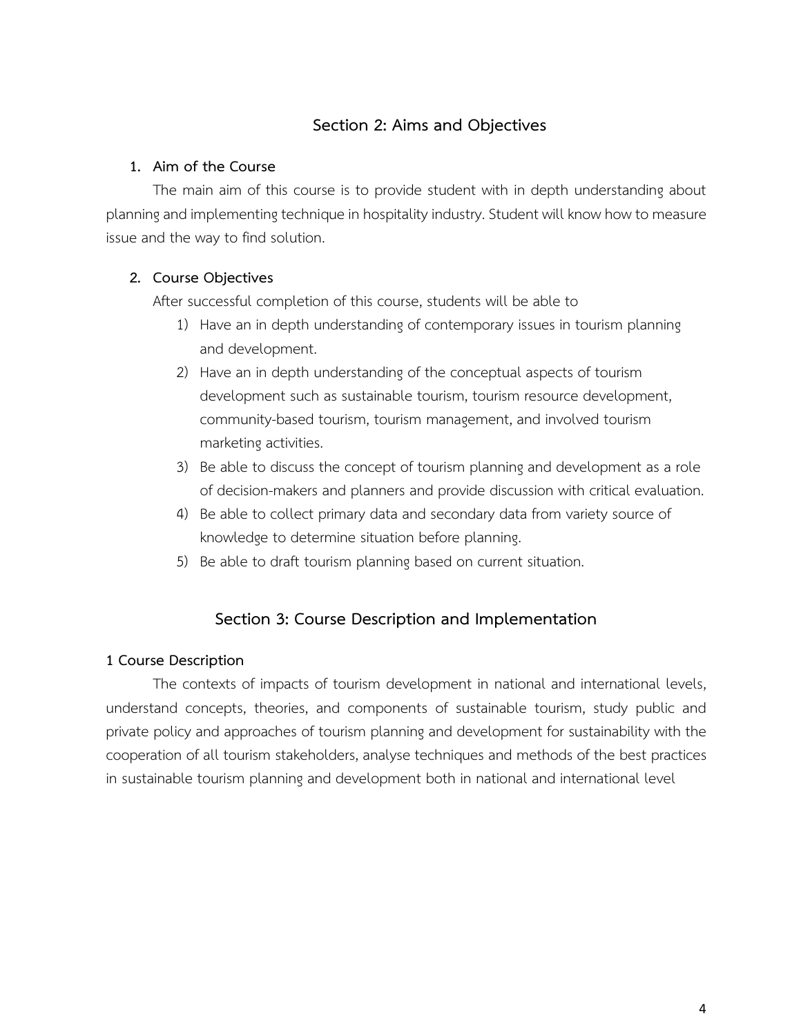## Section 2: Aims and Objectives

### 1. Aim of the Course

The main aim of this course is to provide student with in depth understanding about planning and implementing technique in hospitality industry. Student will know how to measure issue and the way to find solution.

### 2. Course Objectives

After successful completion of this course, students will be able to

1) Have an in depth understanding of contemporary issues in tourism planning and development.
2) Have an in depth understanding of the conceptual aspects of tourism development such as sustainable tourism, tourism resource development, community-based tourism, tourism management, and involved tourism marketing activities.
3) Be able to discuss the concept of tourism planning and development as a role of decision-makers and planners and provide discussion with critical evaluation.
4) Be able to collect primary data and secondary data from variety source of knowledge to determine situation before planning.
5) Be able to draft tourism planning based on current situation.

## Section 3: Course Description and Implementation

### 1 Course Description

The contexts of impacts of tourism development in national and international levels, understand concepts, theories, and components of sustainable tourism, study public and private policy and approaches of tourism planning and development for sustainability with the cooperation of all tourism stakeholders, analyse techniques and methods of the best practices in sustainable tourism planning and development both in national and international level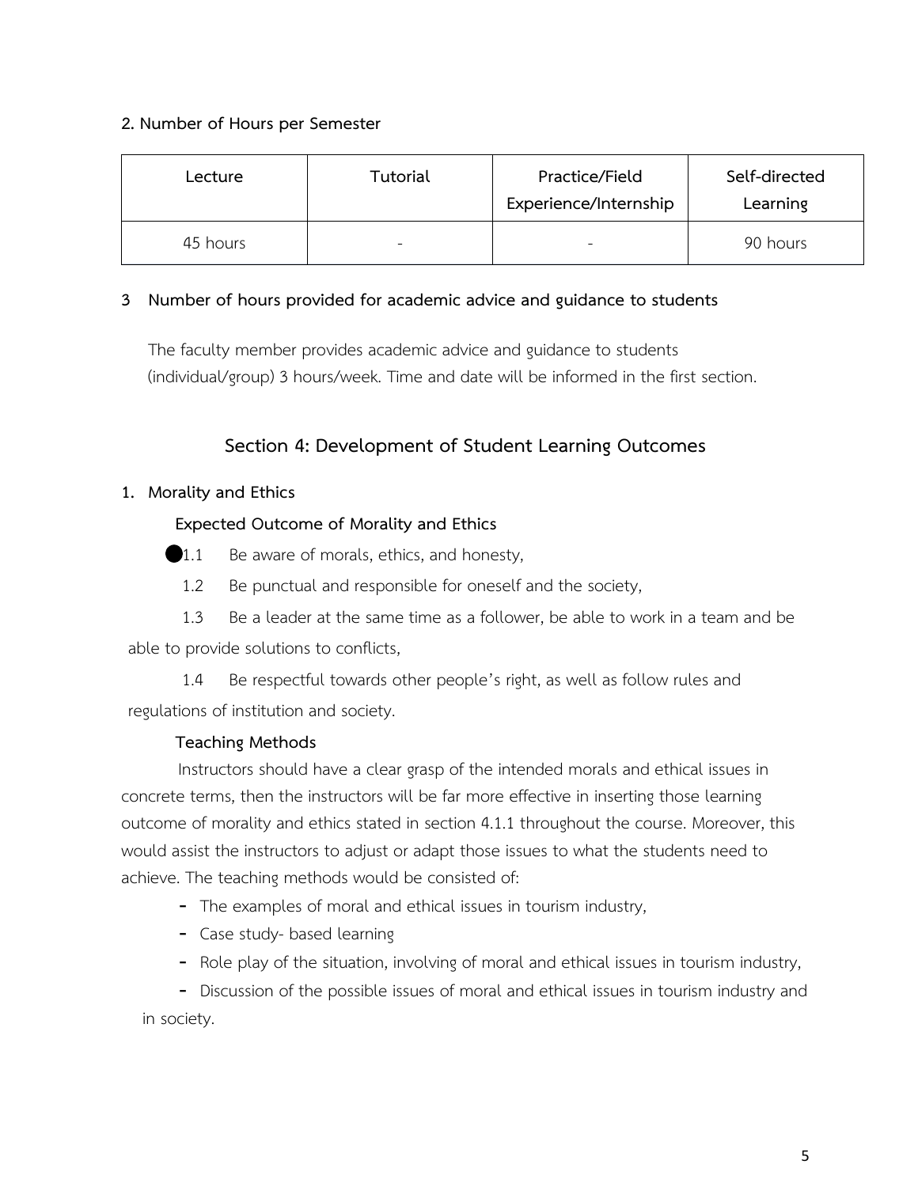**2. Number of Hours per Semester**

| Lecture | Tutorial | Practice/Field Experience/Internship | Self-directed Learning |
|---|---|---|---|
| 45 hours | - | - | 90 hours |

**3 Number of hours provided for academic advice and guidance to students**

The faculty member provides academic advice and guidance to students (individual/group) 3 hours/week. Time and date will be informed in the first section.

## Section 4: Development of Student Learning Outcomes

**1. Morality and Ethics**

**Expected Outcome of Morality and Ethics**

●1.1 Be aware of morals, ethics, and honesty,

1.2 Be punctual and responsible for oneself and the society,

1.3 Be a leader at the same time as a follower, be able to work in a team and be able to provide solutions to conflicts,

1.4 Be respectful towards other people's right, as well as follow rules and regulations of institution and society.

**Teaching Methods**

Instructors should have a clear grasp of the intended morals and ethical issues in concrete terms, then the instructors will be far more effective in inserting those learning outcome of morality and ethics stated in section 4.1.1 throughout the course. Moreover, this would assist the instructors to adjust or adapt those issues to what the students need to achieve. The teaching methods would be consisted of:

- The examples of moral and ethical issues in tourism industry,
- Case study- based learning
- Role play of the situation, involving of moral and ethical issues in tourism industry,
- Discussion of the possible issues of moral and ethical issues in tourism industry and in society.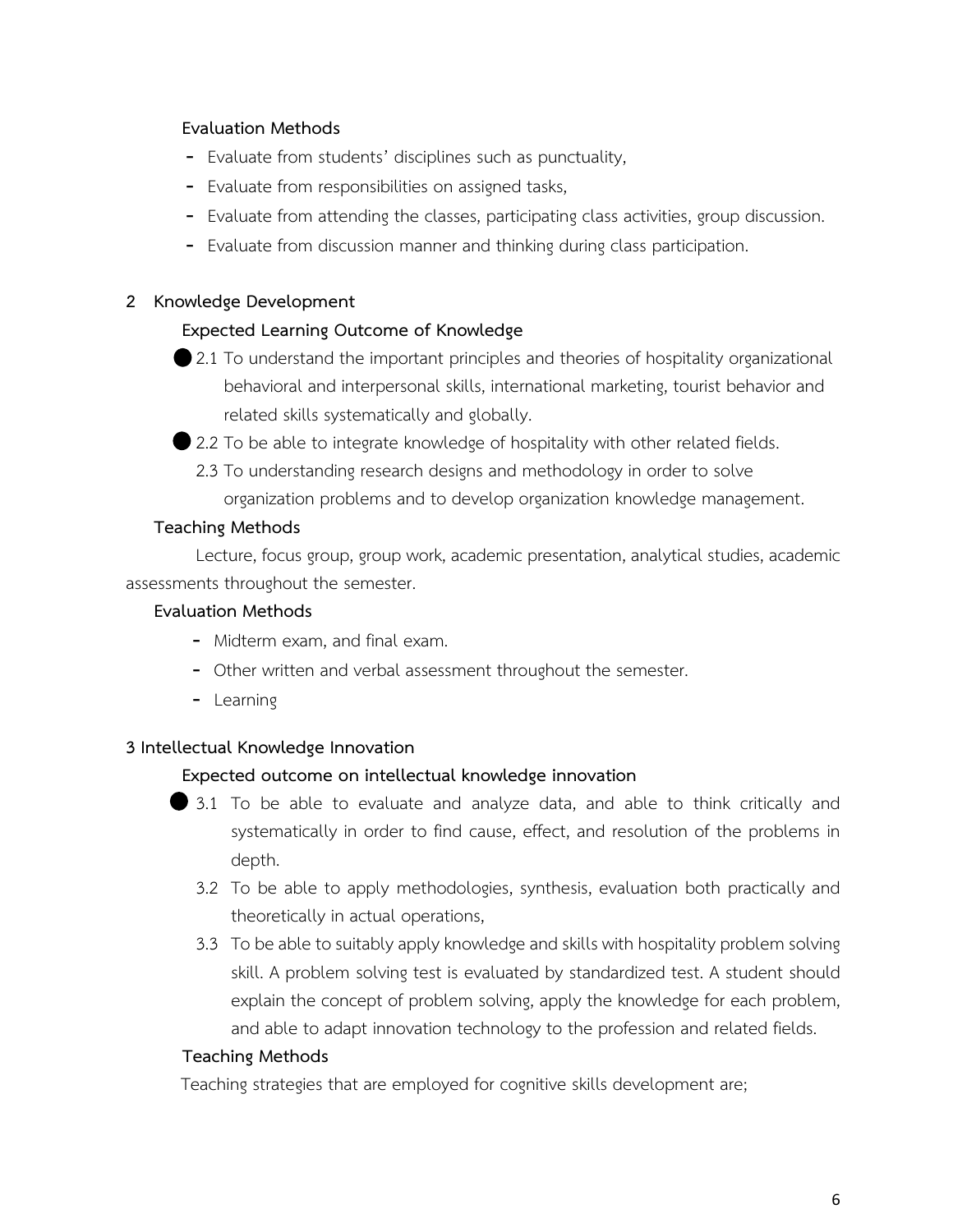**Evaluation Methods**

- Evaluate from students' disciplines such as punctuality,
- Evaluate from responsibilities on assigned tasks,
- Evaluate from attending the classes, participating class activities, group discussion.
- Evaluate from discussion manner and thinking during class participation.

## 2 Knowledge Development

**Expected Learning Outcome of Knowledge**

● 2.1 To understand the important principles and theories of hospitality organizational behavioral and interpersonal skills, international marketing, tourist behavior and related skills systematically and globally.

● 2.2 To be able to integrate knowledge of hospitality with other related fields.

2.3 To understanding research designs and methodology in order to solve organization problems and to develop organization knowledge management.

**Teaching Methods**

Lecture, focus group, group work, academic presentation, analytical studies, academic assessments throughout the semester.

**Evaluation Methods**

- Midterm exam, and final exam.
- Other written and verbal assessment throughout the semester.
- Learning

## 3 Intellectual Knowledge Innovation

**Expected outcome on intellectual knowledge innovation**

● 3.1 To be able to evaluate and analyze data, and able to think critically and systematically in order to find cause, effect, and resolution of the problems in depth.

3.2 To be able to apply methodologies, synthesis, evaluation both practically and theoretically in actual operations,

3.3 To be able to suitably apply knowledge and skills with hospitality problem solving skill. A problem solving test is evaluated by standardized test. A student should explain the concept of problem solving, apply the knowledge for each problem, and able to adapt innovation technology to the profession and related fields.

**Teaching Methods**

Teaching strategies that are employed for cognitive skills development are;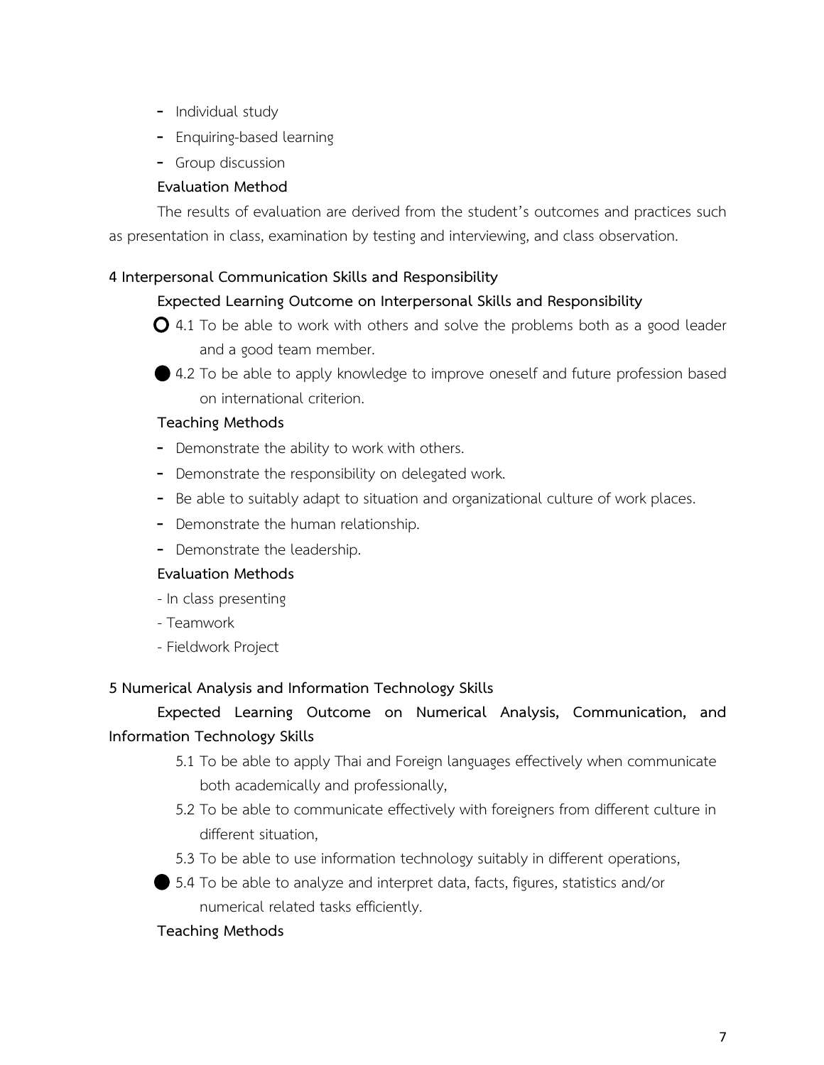- Individual study
- Enquiring-based learning
- Group discussion

**Evaluation Method**

The results of evaluation are derived from the student's outcomes and practices such as presentation in class, examination by testing and interviewing, and class observation.

**4 Interpersonal Communication Skills and Responsibility**

**Expected Learning Outcome on Interpersonal Skills and Responsibility**

○ 4.1 To be able to work with others and solve the problems both as a good leader and a good team member.

● 4.2 To be able to apply knowledge to improve oneself and future profession based on international criterion.

**Teaching Methods**

- Demonstrate the ability to work with others.
- Demonstrate the responsibility on delegated work.
- Be able to suitably adapt to situation and organizational culture of work places.
- Demonstrate the human relationship.
- Demonstrate the leadership.

**Evaluation Methods**

- In class presenting
- Teamwork
- Fieldwork Project

**5 Numerical Analysis and Information Technology Skills**

**Expected Learning Outcome on Numerical Analysis, Communication, and Information Technology Skills**

5.1 To be able to apply Thai and Foreign languages effectively when communicate both academically and professionally,

5.2 To be able to communicate effectively with foreigners from different culture in different situation,

5.3 To be able to use information technology suitably in different operations,

● 5.4 To be able to analyze and interpret data, facts, figures, statistics and/or numerical related tasks efficiently.

**Teaching Methods**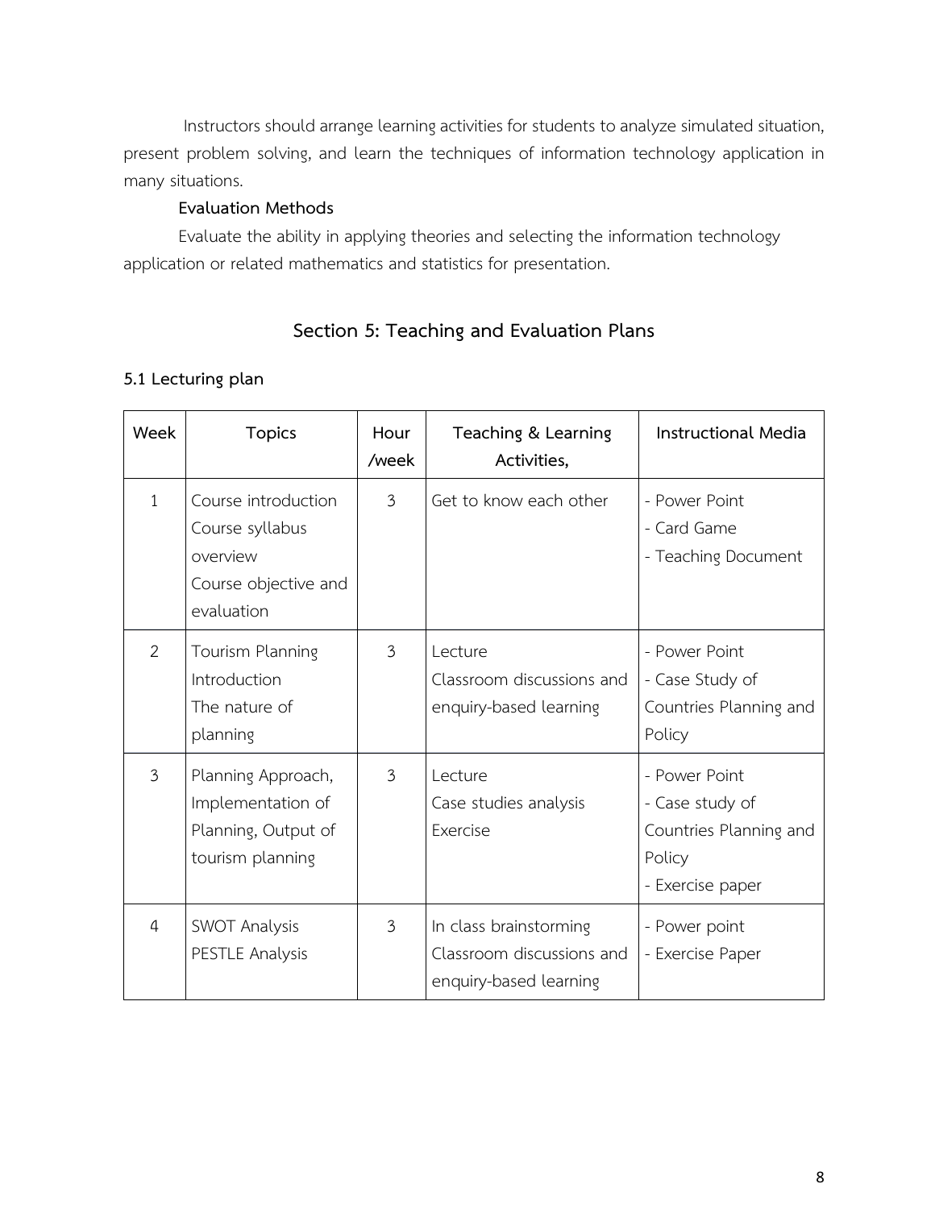Instructors should arrange learning activities for students to analyze simulated situation, present problem solving, and learn the techniques of information technology application in many situations.

**Evaluation Methods**

Evaluate the ability in applying theories and selecting the information technology application or related mathematics and statistics for presentation.

## Section 5: Teaching and Evaluation Plans

### 5.1 Lecturing plan

| Week | Topics | Hour /week | Teaching & Learning Activities, | Instructional Media |
|---|---|---|---|---|
| 1 | Course introduction<br>Course syllabus overview<br>Course objective and evaluation | 3 | Get to know each other | - Power Point<br>- Card Game<br>- Teaching Document |
| 2 | Tourism Planning Introduction<br>The nature of planning | 3 | Lecture<br>Classroom discussions and enquiry-based learning | - Power Point<br>- Case Study of Countries Planning and Policy |
| 3 | Planning Approach, Implementation of Planning, Output of tourism planning | 3 | Lecture<br>Case studies analysis<br>Exercise | - Power Point<br>- Case study of Countries Planning and Policy<br>- Exercise paper |
| 4 | SWOT Analysis<br>PESTLE Analysis | 3 | In class brainstorming<br>Classroom discussions and enquiry-based learning | - Power point<br>- Exercise Paper |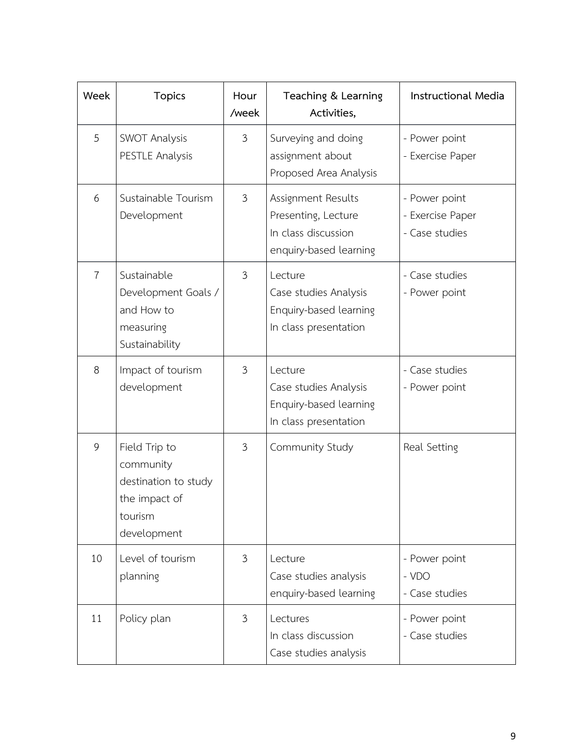| Week | Topics | Hour /week | Teaching & Learning Activities, | Instructional Media |
|---|---|---|---|---|
| 5 | SWOT Analysis<br>PESTLE Analysis | 3 | Surveying and doing assignment about Proposed Area Analysis | - Power point<br>- Exercise Paper |
| 6 | Sustainable Tourism Development | 3 | Assignment Results Presenting, Lecture<br>In class discussion<br>enquiry-based learning | - Power point<br>- Exercise Paper<br>- Case studies |
| 7 | Sustainable Development Goals / and How to measuring Sustainability | 3 | Lecture<br>Case studies Analysis<br>Enquiry-based learning<br>In class presentation | - Case studies<br>- Power point |
| 8 | Impact of tourism development | 3 | Lecture<br>Case studies Analysis<br>Enquiry-based learning<br>In class presentation | - Case studies<br>- Power point |
| 9 | Field Trip to community destination to study the impact of tourism development | 3 | Community Study | Real Setting |
| 10 | Level of tourism planning | 3 | Lecture<br>Case studies analysis<br>enquiry-based learning | - Power point<br>- VDO<br>- Case studies |
| 11 | Policy plan | 3 | Lectures<br>In class discussion<br>Case studies analysis | - Power point<br>- Case studies |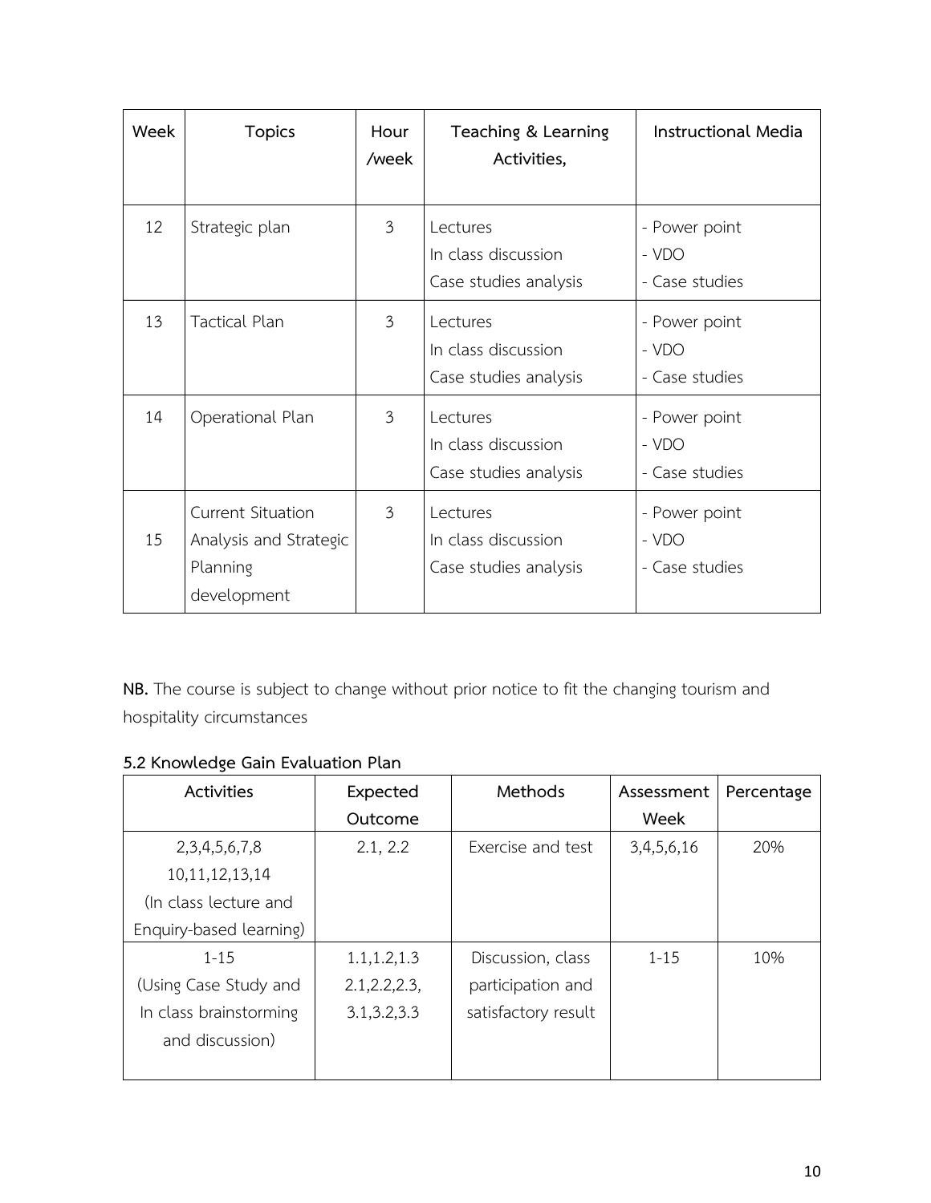| Week | Topics | Hour /week | Teaching & Learning Activities, | Instructional Media |
|---|---|---|---|---|
| 12 | Strategic plan | 3 | Lectures<br>In class discussion<br>Case studies analysis | - Power point<br>- VDO<br>- Case studies |
| 13 | Tactical Plan | 3 | Lectures<br>In class discussion<br>Case studies analysis | - Power point<br>- VDO<br>- Case studies |
| 14 | Operational Plan | 3 | Lectures<br>In class discussion<br>Case studies analysis | - Power point<br>- VDO<br>- Case studies |
| 15 | Current Situation Analysis and Strategic Planning development | 3 | Lectures<br>In class discussion<br>Case studies analysis | - Power point<br>- VDO<br>- Case studies |

**NB.** The course is subject to change without prior notice to fit the changing tourism and hospitality circumstances

**5.2 Knowledge Gain Evaluation Plan**

| Activities | Expected Outcome | Methods | Assessment Week | Percentage |
|---|---|---|---|---|
| 2,3,4,5,6,7,8<br>10,11,12,13,14<br>(In class lecture and Enquiry-based learning) | 2.1, 2.2 | Exercise and test | 3,4,5,6,16 | 20% |
| 1-15<br>(Using Case Study and In class brainstorming and discussion) | 1.1,1.2,1.3<br>2.1,2.2,2.3,<br>3.1,3.2,3.3 | Discussion, class participation and satisfactory result | 1-15 | 10% |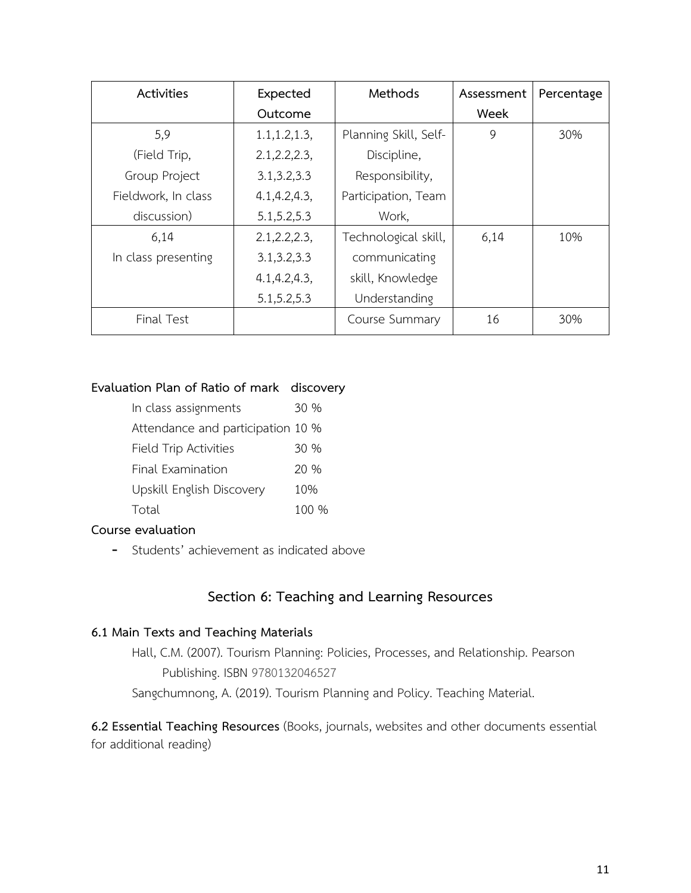| Activities | Expected Outcome | Methods | Assessment Week | Percentage |
| --- | --- | --- | --- | --- |
| 5,9 (Field Trip, Group Project Fieldwork, In class discussion) | 1.1,1.2,1.3, 2.1,2.2,2.3, 3.1,3.2,3.3 4.1,4.2,4.3, 5.1,5.2,5.3 | Planning Skill, Self-Discipline, Responsibility, Participation, Team Work, | 9 | 30% |
| 6,14 In class presenting | 2.1,2.2,2.3, 3.1,3.2,3.3 4.1,4.2,4.3, 5.1,5.2,5.3 | Technological skill, communicating skill, Knowledge Understanding | 6,14 | 10% |
| Final Test | | Course Summary | 16 | 30% |

**Evaluation Plan of Ratio of mark discovery**

| | |
| --- | --- |
| In class assignments | 30 % |
| Attendance and participation | 10 % |
| Field Trip Activities | 30 % |
| Final Examination | 20 % |
| Upskill English Discovery | 10% |
| Total | 100 % |

**Course evaluation**

- Students' achievement as indicated above

## Section 6: Teaching and Learning Resources

### 6.1 Main Texts and Teaching Materials

Hall, C.M. (2007). Tourism Planning: Policies, Processes, and Relationship. Pearson Publishing. ISBN 9780132046527

Sangchumnong, A. (2019). Tourism Planning and Policy. Teaching Material.

**6.2 Essential Teaching Resources** (Books, journals, websites and other documents essential for additional reading)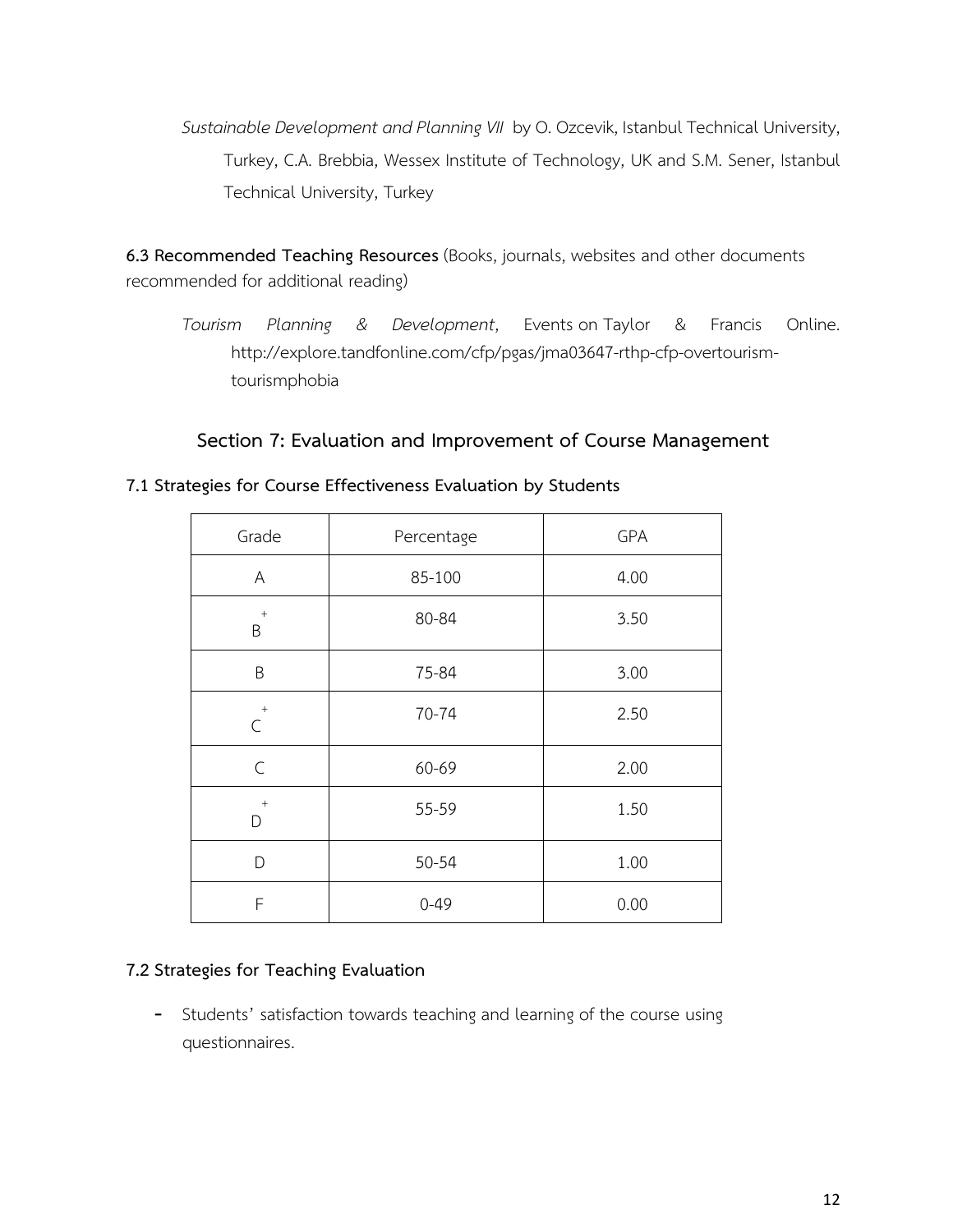*Sustainable Development and Planning VII* by O. Ozcevik, Istanbul Technical University, Turkey, C.A. Brebbia, Wessex Institute of Technology, UK and S.M. Sener, Istanbul Technical University, Turkey

**6.3 Recommended Teaching Resources** (Books, journals, websites and other documents recommended for additional reading)

*Tourism Planning & Development*, Events on Taylor & Francis Online. http://explore.tandfonline.com/cfp/pgas/jma03647-rthp-cfp-overtourism-tourismphobia

## Section 7: Evaluation and Improvement of Course Management

### 7.1 Strategies for Course Effectiveness Evaluation by Students

| Grade | Percentage | GPA |
|---|---|---|
| A | 85-100 | 4.00 |
| B+ | 80-84 | 3.50 |
| B | 75-84 | 3.00 |
| C+ | 70-74 | 2.50 |
| C | 60-69 | 2.00 |
| D+ | 55-59 | 1.50 |
| D | 50-54 | 1.00 |
| F | 0-49 | 0.00 |

### 7.2 Strategies for Teaching Evaluation

- Students' satisfaction towards teaching and learning of the course using questionnaires.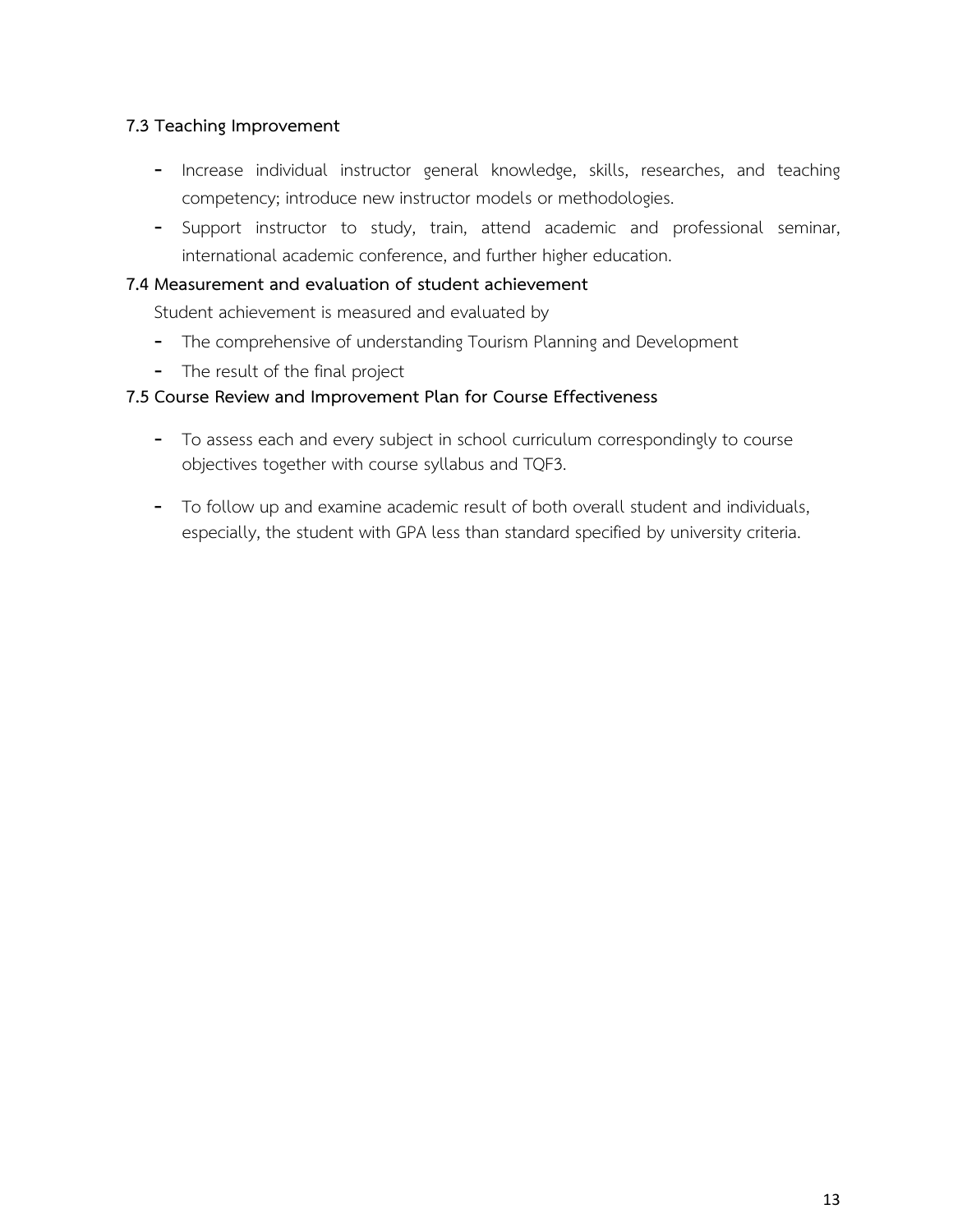### 7.3 Teaching Improvement

- Increase individual instructor general knowledge, skills, researches, and teaching competency; introduce new instructor models or methodologies.
- Support instructor to study, train, attend academic and professional seminar, international academic conference, and further higher education.

### 7.4 Measurement and evaluation of student achievement

Student achievement is measured and evaluated by

- The comprehensive of understanding Tourism Planning and Development
- The result of the final project

### 7.5 Course Review and Improvement Plan for Course Effectiveness

- To assess each and every subject in school curriculum correspondingly to course objectives together with course syllabus and TQF3.
- To follow up and examine academic result of both overall student and individuals, especially, the student with GPA less than standard specified by university criteria.